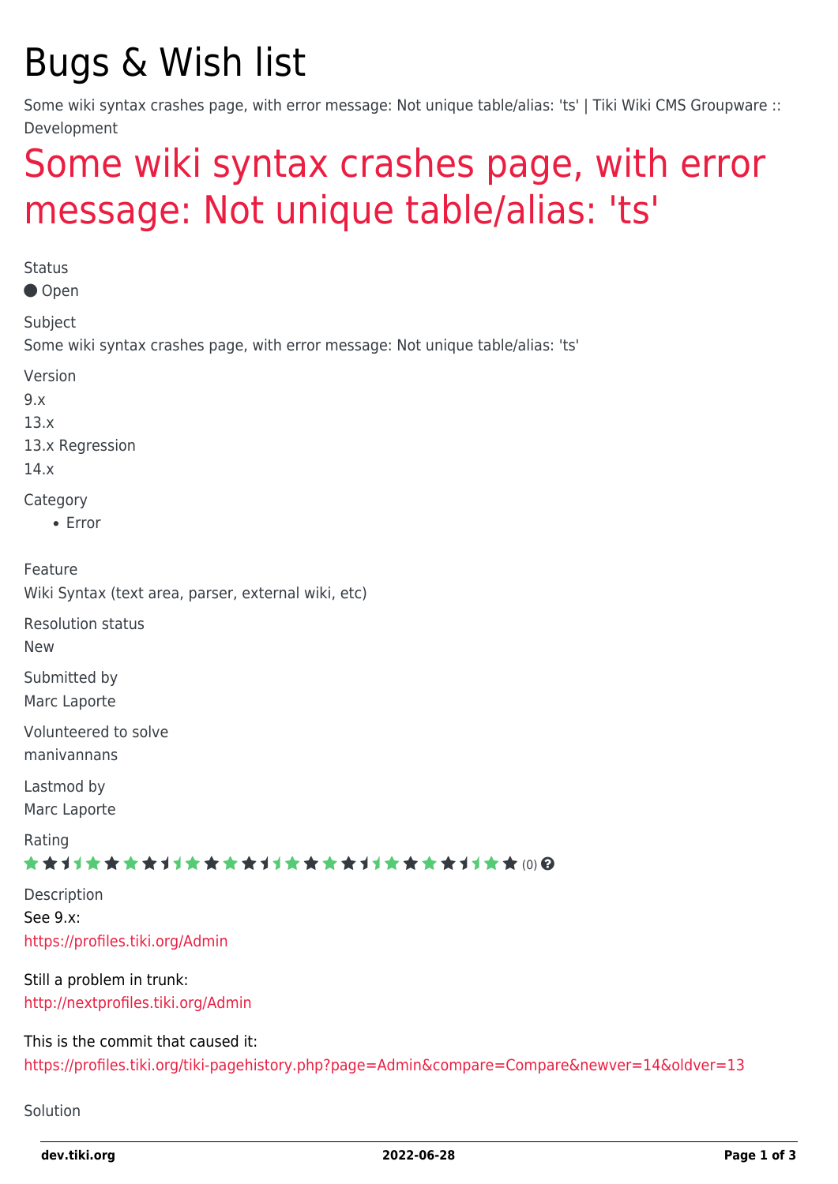# Bugs & Wish list

Some wiki syntax crashes page, with error message: Not unique table/alias: 'ts' | Tiki Wiki CMS Groupware :: Development

## Some wiki syntax crashes page, with error message: Not unique table/alias: 'ts'

Status

Open

Subject

Some wiki syntax crashes page, with error message: Not unique table/alias: 'ts'

Version

9.x
13.x
13.x Regression
14.x

Category

- Error

Feature

Wiki Syntax (text area, parser, external wiki, etc)

Resolution status

New

Submitted by

Marc Laporte

Volunteered to solve

manivannans

Lastmod by

Marc Laporte

Rating

(0)

Description

See 9.x:
https://profiles.tiki.org/Admin

Still a problem in trunk:
http://nextprofiles.tiki.org/Admin

This is the commit that caused it:
https://profiles.tiki.org/tiki-pagehistory.php?page=Admin&compare=Compare&newver=14&oldver=13

Solution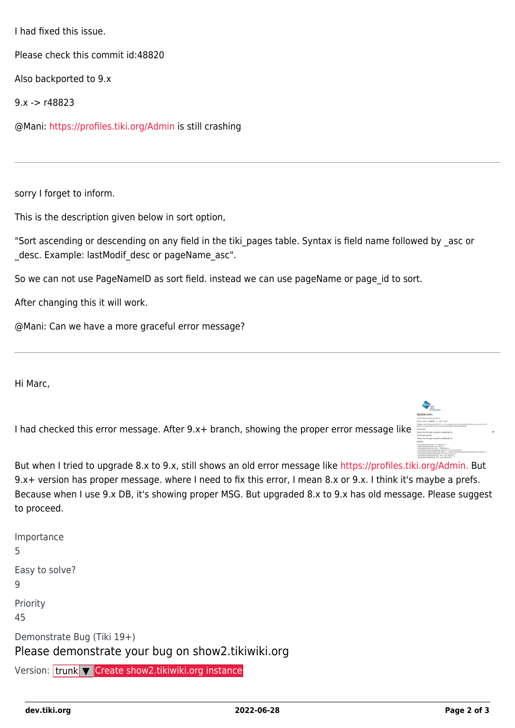I had fixed this issue.

Please check this commit id:48820

Also backported to 9.x

9.x -> r48823

@Mani: https://profiles.tiki.org/Admin is still crashing

---

sorry I forget to inform.

This is the description given below in sort option,

"Sort ascending or descending on any field in the tiki_pages table. Syntax is field name followed by _asc or _desc. Example: lastModif_desc or pageName_asc".

So we can not use PageNameID as sort field. instead we can use pageName or page_id to sort.

After changing this it will work.

@Mani: Can we have a more graceful error message?

---

Hi Marc,

I had checked this error message. After 9.x+ branch, showing the proper error message like .

But when I tried to upgrade 8.x to 9.x, still shows an old error message like https://profiles.tiki.org/Admin. But 9.x+ version has proper message. where I need to fix this error, I mean 8.x or 9.x. I think it's maybe a prefs. Because when I use 9.x DB, it's showing proper MSG. But upgraded 8.x to 9.x has old message. Please suggest to proceed.

Importance
5

Easy to solve?
9

Priority
45

Demonstrate Bug (Tiki 19+)

Please demonstrate your bug on show2.tikiwiki.org

Version: trunk ▼ Create show2.tikiwiki.org instance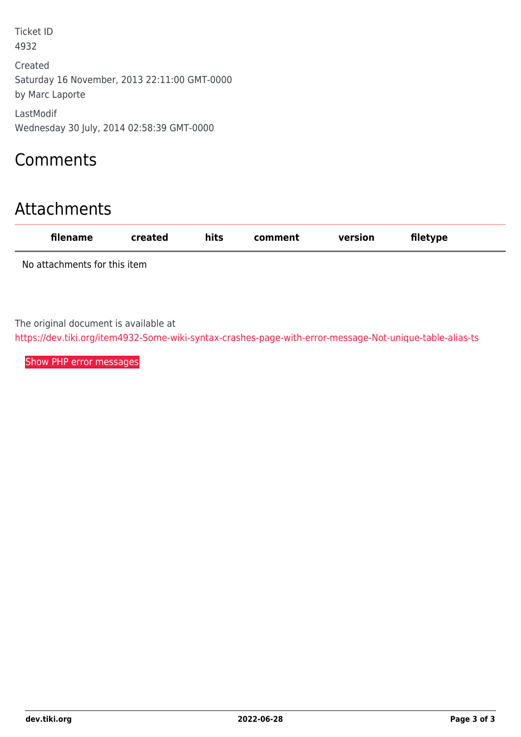Ticket ID
4932

Created
Saturday 16 November, 2013 22:11:00 GMT-0000
by Marc Laporte

LastModif
Wednesday 30 July, 2014 02:58:39 GMT-0000

## Comments

## Attachments

| filename | created | hits | comment | version | filetype |
|---|---|---|---|---|---|
| No attachments for this item | | | | | |

The original document is available at
https://dev.tiki.org/item4932-Some-wiki-syntax-crashes-page-with-error-message-Not-unique-table-alias-ts

Show PHP error messages